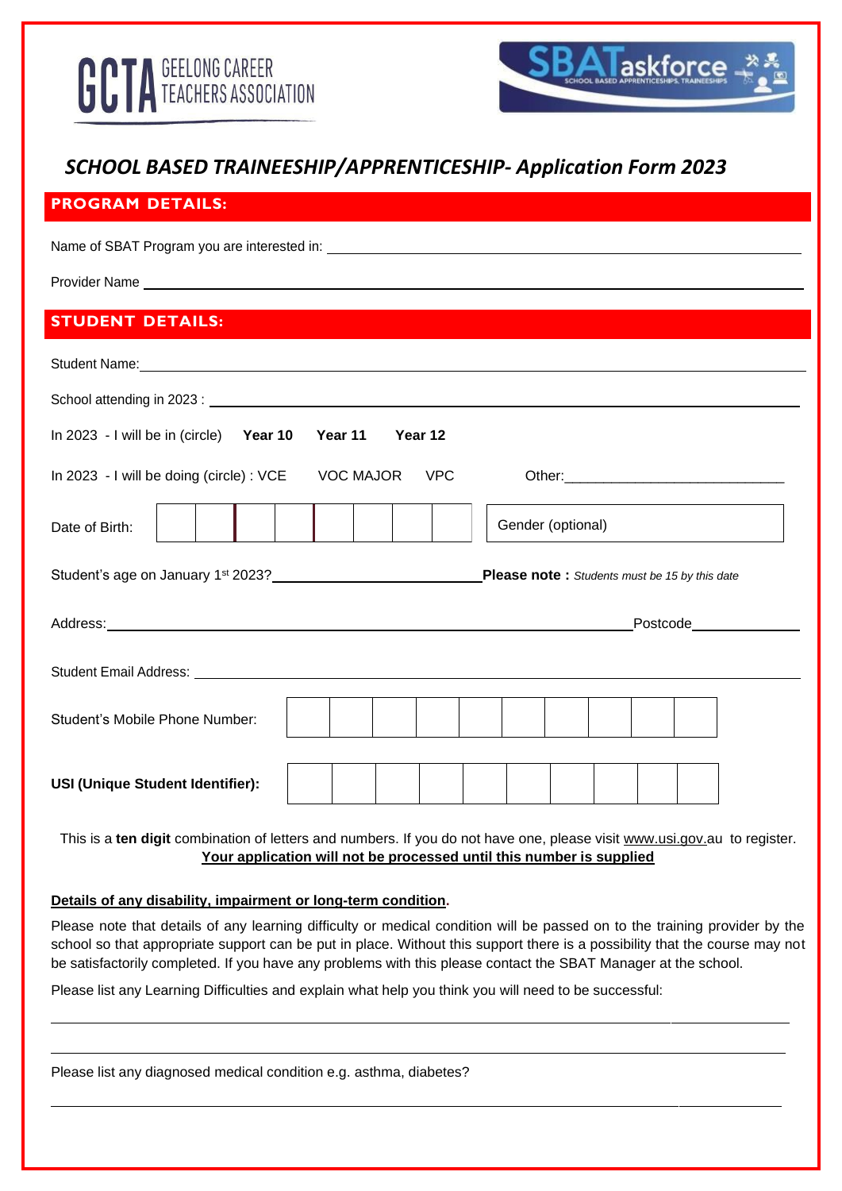GCTA GEELONG CAREER TEACHERS ASSOCIATION

SBATaskforce SCHOOL BASED APPRENTICESHIPS, TRAINEESHIPS

# *SCHOOL BASED TRAINEESHIP/APPRENTICESHIP- Application Form 2023*

## PROGRAM DETAILS:

Name of SBAT Program you are interested in: ______________________________

Provider Name ______________________________

## STUDENT DETAILS:

Student Name: ______________________________

School attending in 2023 : ______________________________

In 2023 - I will be in (circle) **Year 10** **Year 11** **Year 12**

In 2023 - I will be doing (circle) : VCE VOC MAJOR VPC Other:______________________________

| Date of Birth: | | | | | | | | | Gender (optional) |
|---|---|---|---|---|---|---|---|---|---|

Student's age on January 1st 2023?______________________________ **Please note :** *Students must be 15 by this date*

Address: ______________________________ Postcode______________

Student Email Address: ______________________________

| Student's Mobile Phone Number: | | | | | | | | | | |
|---|---|---|---|---|---|---|---|---|---|---|

| **USI (Unique Student Identifier):** | | | | | | | | | | |
|---|---|---|---|---|---|---|---|---|---|---|

This is a **ten digit** combination of letters and numbers. If you do not have one, please visit www.usi.gov.au to register.
**Your application will not be processed until this number is supplied**

**Details of any disability, impairment or long-term condition.**

Please note that details of any learning difficulty or medical condition will be passed on to the training provider by the school so that appropriate support can be put in place. Without this support there is a possibility that the course may not be satisfactorily completed. If you have any problems with this please contact the SBAT Manager at the school.

Please list any Learning Difficulties and explain what help you think you will need to be successful:

______________________________

______________________________

Please list any diagnosed medical condition e.g. asthma, diabetes?

______________________________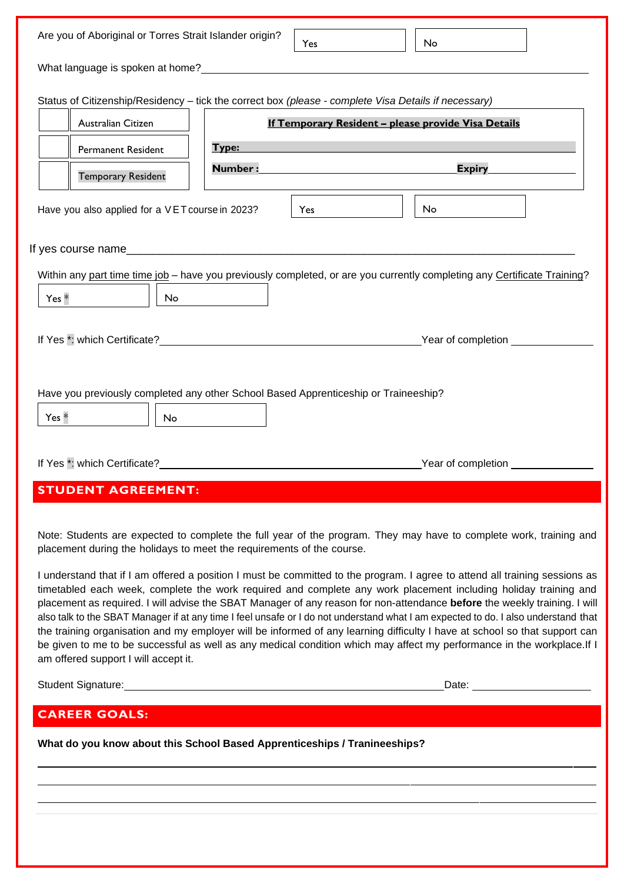Are you of Aboriginal or Torres Strait Islander origin? | Yes | No

What language is spoken at home?\_\_\_\_\_\_\_\_\_\_\_\_\_\_\_\_\_\_\_\_\_\_\_\_\_\_\_\_\_\_\_\_\_\_\_\_\_\_\_\_\_\_\_\_

Status of Citizenship/Residency – tick the correct box *(please - complete Visa Details if necessary)*

| | | **If Temporary Resident – please provide Visa Details** |
|---|---|---|
| | Australian Citizen | |
| | Permanent Resident | **Type:** |
| | Temporary Resident | **Number :** \_\_\_\_\_\_\_\_\_\_\_\_ **Expiry** \_\_\_\_\_\_\_\_ |

Have you also applied for a VET course in 2023? | Yes | No

If yes course name\_\_\_\_\_\_\_\_\_\_\_\_\_\_\_\_\_\_\_\_\_\_\_\_\_\_\_\_\_\_\_\_\_\_\_\_\_\_\_\_\_\_\_\_

Within any part time time job – have you previously completed, or are you currently completing any Certificate Training?

| Yes * | No |
|---|---|

If Yes *: which Certificate?\_\_\_\_\_\_\_\_\_\_\_\_\_\_\_\_\_\_\_\_\_\_\_\_\_\_\_\_\_\_ Year of completion \_\_\_\_\_\_\_\_\_\_

Have you previously completed any other School Based Apprenticeship or Traineeship?

| Yes * | No |
|---|---|

If Yes *: which Certificate?\_\_\_\_\_\_\_\_\_\_\_\_\_\_\_\_\_\_\_\_\_\_\_\_\_\_\_\_\_\_ Year of completion \_\_\_\_\_\_\_\_\_\_

## STUDENT AGREEMENT:

Note: Students are expected to complete the full year of the program. They may have to complete work, training and placement during the holidays to meet the requirements of the course.

I understand that if I am offered a position I must be committed to the program. I agree to attend all training sessions as timetabled each week, complete the work required and complete any work placement including holiday training and placement as required. I will advise the SBAT Manager of any reason for non-attendance **before** the weekly training. I will also talk to the SBAT Manager if at any time I feel unsafe or I do not understand what I am expected to do. I also understand that the training organisation and my employer will be informed of any learning difficulty I have at school so that support can be given to me to be successful as well as any medical condition which may affect my performance in the workplace.If I am offered support I will accept it.

Student Signature:\_\_\_\_\_\_\_\_\_\_\_\_\_\_\_\_\_\_\_\_\_\_\_\_\_\_\_\_\_\_\_\_\_\_\_\_ Date: \_\_\_\_\_\_\_\_\_\_\_\_\_\_

## CAREER GOALS:

**What do you know about this School Based Apprenticeships / Tranineeships?**

\_\_\_\_\_\_\_\_\_\_\_\_\_\_\_\_\_\_\_\_\_\_\_\_\_\_\_\_\_\_\_\_\_\_\_\_\_\_\_\_\_\_\_\_\_\_\_\_\_\_\_\_\_\_\_\_\_\_

\_\_\_\_\_\_\_\_\_\_\_\_\_\_\_\_\_\_\_\_\_\_\_\_\_\_\_\_\_\_\_\_\_\_\_\_\_\_\_\_\_\_\_\_\_\_\_\_\_\_\_\_\_\_\_\_\_\_

\_\_\_\_\_\_\_\_\_\_\_\_\_\_\_\_\_\_\_\_\_\_\_\_\_\_\_\_\_\_\_\_\_\_\_\_\_\_\_\_\_\_\_\_\_\_\_\_\_\_\_\_\_\_\_\_\_\_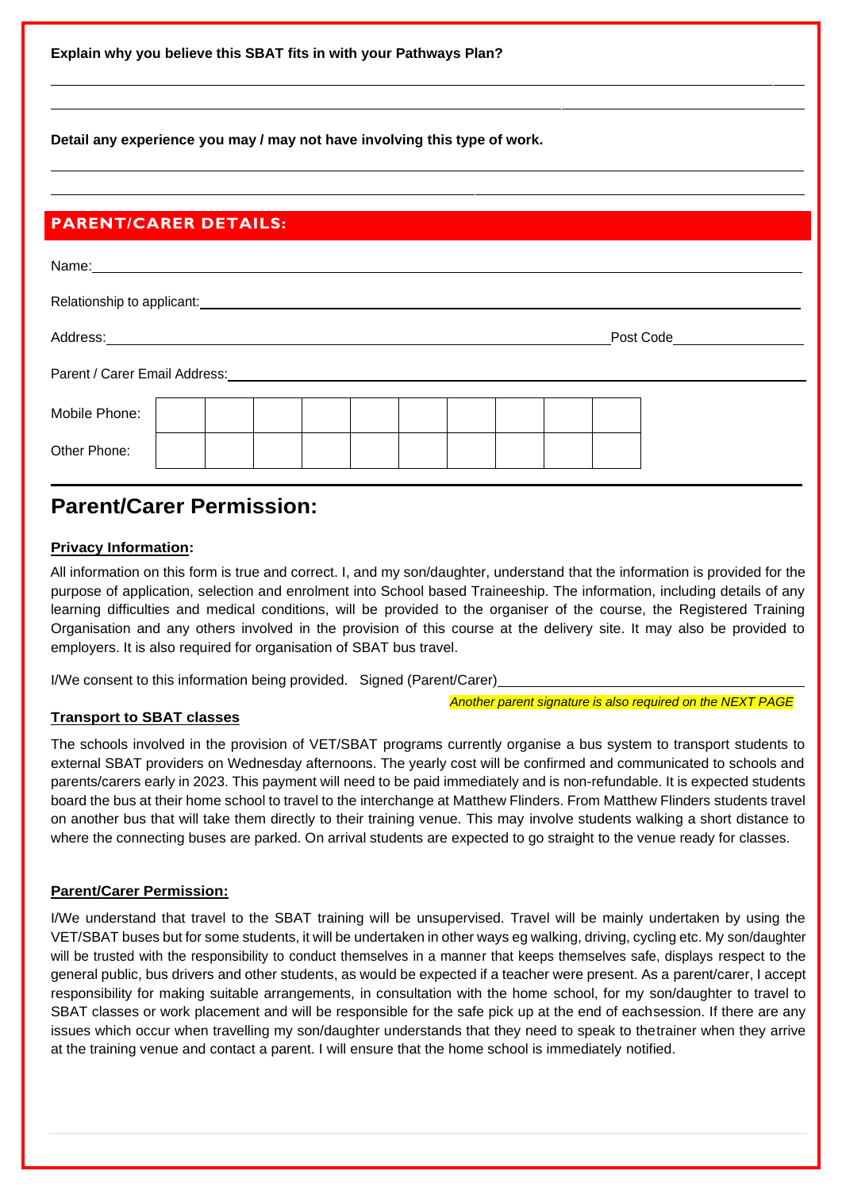**Explain why you believe this SBAT fits in with your Pathways Plan?**

______________________________________________________________________

______________________________________________________________________

**Detail any experience you may / may not have involving this type of work.**

______________________________________________________________________

______________________________________________________________________

## PARENT/CARER DETAILS:

Name: ______________________________________________________________

Relationship to applicant: ____________________________________________

Address: ____________________________________________ Post Code ____________

Parent / Carer Email Address: _________________________________________

| Mobile Phone: | | | | | | | | | | |
|---|---|---|---|---|---|---|---|---|---|---|
| Other Phone: | | | | | | | | | | |

# Parent/Carer Permission:

**Privacy Information:**

All information on this form is true and correct. I, and my son/daughter, understand that the information is provided for the purpose of application, selection and enrolment into School based Traineeship. The information, including details of any learning difficulties and medical conditions, will be provided to the organiser of the course, the Registered Training Organisation and any others involved in the provision of this course at the delivery site. It may also be provided to employers. It is also required for organisation of SBAT bus travel.

I/We consent to this information being provided. Signed (Parent/Carer) ______________________________

*Another parent signature is also required on the NEXT PAGE*

**Transport to SBAT classes**

The schools involved in the provision of VET/SBAT programs currently organise a bus system to transport students to external SBAT providers on Wednesday afternoons. The yearly cost will be confirmed and communicated to schools and parents/carers early in 2023. This payment will need to be paid immediately and is non-refundable. It is expected students board the bus at their home school to travel to the interchange at Matthew Flinders. From Matthew Flinders students travel on another bus that will take them directly to their training venue. This may involve students walking a short distance to where the connecting buses are parked. On arrival students are expected to go straight to the venue ready for classes.

**Parent/Carer Permission:**

I/We understand that travel to the SBAT training will be unsupervised. Travel will be mainly undertaken by using the VET/SBAT buses but for some students, it will be undertaken in other ways eg walking, driving, cycling etc. My son/daughter will be trusted with the responsibility to conduct themselves in a manner that keeps themselves safe, displays respect to the general public, bus drivers and other students, as would be expected if a teacher were present. As a parent/carer, I accept responsibility for making suitable arrangements, in consultation with the home school, for my son/daughter to travel to SBAT classes or work placement and will be responsible for the safe pick up at the end of eachsession. If there are any issues which occur when travelling my son/daughter understands that they need to speak to thetrainer when they arrive at the training venue and contact a parent. I will ensure that the home school is immediately notified.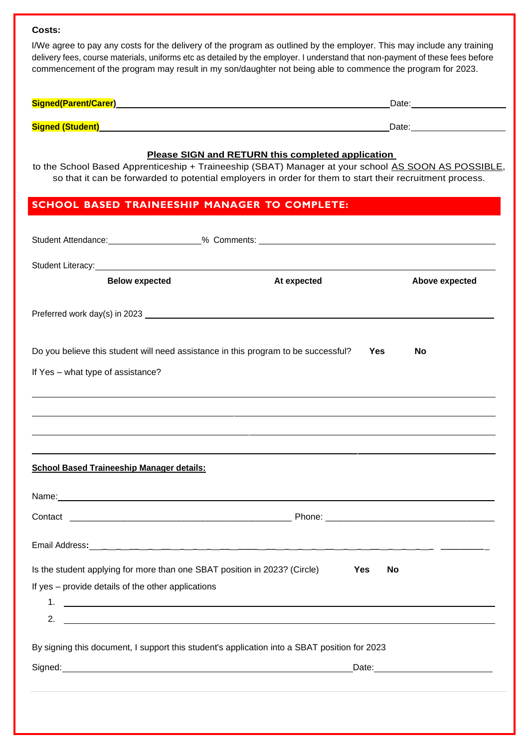**Costs:**

I/We agree to pay any costs for the delivery of the program as outlined by the employer. This may include any training delivery fees, course materials, uniforms etc as detailed by the employer. I understand that non-payment of these fees before commencement of the program may result in my son/daughter not being able to commence the program for 2023.

**Signed(Parent/Carer)**\_\_\_\_\_\_\_\_\_\_\_\_\_\_\_\_\_\_\_\_\_\_\_\_\_\_\_\_\_\_\_\_\_\_\_\_\_\_\_\_\_\_\_\_\_\_\_\_ Date:\_\_\_\_\_\_\_\_\_\_\_\_\_\_\_\_\_\_

**Signed (Student)**\_\_\_\_\_\_\_\_\_\_\_\_\_\_\_\_\_\_\_\_\_\_\_\_\_\_\_\_\_\_\_\_\_\_\_\_\_\_\_\_\_\_\_\_\_\_\_\_ Date:\_\_\_\_\_\_\_\_\_\_\_\_\_\_\_\_\_\_

**Please SIGN and RETURN this completed application**

to the School Based Apprenticeship + Traineeship (SBAT) Manager at your school AS SOON AS POSSIBLE, so that it can be forwarded to potential employers in order for them to start their recruitment process.

## SCHOOL BASED TRAINEESHIP MANAGER TO COMPLETE:

Student Attendance:\_\_\_\_\_\_\_\_\_\_\_\_\_\_\_\_\_% Comments: \_\_\_\_\_\_\_\_\_\_\_\_\_\_\_\_\_\_\_\_\_\_\_\_\_\_\_\_\_\_\_\_\_\_\_\_\_\_\_\_

Student Literacy:\_\_\_\_\_\_\_\_\_\_\_\_\_\_\_\_\_\_\_\_\_\_\_\_\_\_\_\_\_\_\_\_\_\_\_\_\_\_\_\_\_\_\_\_\_\_\_\_\_\_\_\_\_\_\_\_\_\_\_\_

**Below expected** **At expected** **Above expected**

Preferred work day(s) in 2023 \_\_\_\_\_\_\_\_\_\_\_\_\_\_\_\_\_\_\_\_\_\_\_\_\_\_\_\_\_\_\_\_\_\_\_\_\_\_\_\_\_\_\_\_\_\_\_\_\_\_\_\_

Do you believe this student will need assistance in this program to be successful? **Yes** **No**

If Yes – what type of assistance?

\_\_\_\_\_\_\_\_\_\_\_\_\_\_\_\_\_\_\_\_\_\_\_\_\_\_\_\_\_\_\_\_\_\_\_\_\_\_\_\_\_\_\_\_\_\_\_\_\_\_\_\_\_\_\_\_\_\_\_\_\_\_\_\_\_\_\_\_\_\_\_\_\_\_

\_\_\_\_\_\_\_\_\_\_\_\_\_\_\_\_\_\_\_\_\_\_\_\_\_\_\_\_\_\_\_\_\_\_\_\_\_\_\_\_\_\_\_\_\_\_\_\_\_\_\_\_\_\_\_\_\_\_\_\_\_\_\_\_\_\_\_\_\_\_\_\_\_\_

\_\_\_\_\_\_\_\_\_\_\_\_\_\_\_\_\_\_\_\_\_\_\_\_\_\_\_\_\_\_\_\_\_\_\_\_\_\_\_\_\_\_\_\_\_\_\_\_\_\_\_\_\_\_\_\_\_\_\_\_\_\_\_\_\_\_\_\_\_\_\_\_\_\_

\_\_\_\_\_\_\_\_\_\_\_\_\_\_\_\_\_\_\_\_\_\_\_\_\_\_\_\_\_\_\_\_\_\_\_\_\_\_\_\_\_\_\_\_\_\_\_\_\_\_\_\_\_\_\_\_\_\_\_\_\_\_\_\_\_\_\_\_\_\_\_\_\_\_

**School Based Traineeship Manager details:**

Name:\_\_\_\_\_\_\_\_\_\_\_\_\_\_\_\_\_\_\_\_\_\_\_\_\_\_\_\_\_\_\_\_\_\_\_\_\_\_\_\_\_\_\_\_\_\_\_\_\_\_\_\_\_\_\_\_\_\_\_\_\_\_\_\_\_\_\_\_\_

Contact \_\_\_\_\_\_\_\_\_\_\_\_\_\_\_\_\_\_\_\_\_\_\_\_\_\_\_\_\_\_\_\_\_\_\_\_\_\_\_\_\_\_\_\_ Phone: \_\_\_\_\_\_\_\_\_\_\_\_\_\_\_\_\_\_\_\_\_\_\_\_\_\_\_\_\_\_\_\_\_\_

Email Address**:**\_\_\_\_\_\_\_\_\_\_\_\_\_\_\_\_\_\_\_\_\_\_\_\_\_\_\_\_\_\_\_\_\_\_\_\_\_\_\_\_\_\_\_\_\_\_\_\_\_\_\_\_\_\_\_\_\_\_\_\_\_\_

Is the student applying for more than one SBAT position in 2023? (Circle) **Yes** **No**

If yes – provide details of the other applications

1. \_\_\_\_\_\_\_\_\_\_\_\_\_\_\_\_\_\_\_\_\_\_\_\_\_\_\_\_\_\_\_\_\_\_\_\_\_\_\_\_\_\_\_\_\_\_\_\_\_\_\_\_\_\_\_\_\_\_\_\_\_\_\_\_\_\_\_\_\_
2. \_\_\_\_\_\_\_\_\_\_\_\_\_\_\_\_\_\_\_\_\_\_\_\_\_\_\_\_\_\_\_\_\_\_\_\_\_\_\_\_\_\_\_\_\_\_\_\_\_\_\_\_\_\_\_\_\_\_\_\_\_\_\_\_\_\_\_\_\_

By signing this document, I support this student's application into a SBAT position for 2023

Signed:\_\_\_\_\_\_\_\_\_\_\_\_\_\_\_\_\_\_\_\_\_\_\_\_\_\_\_\_\_\_\_\_\_\_\_\_\_\_\_\_\_\_\_\_\_\_\_\_\_\_\_\_\_\_\_\_ Date:\_\_\_\_\_\_\_\_\_\_\_\_\_\_\_\_\_\_\_\_\_\_